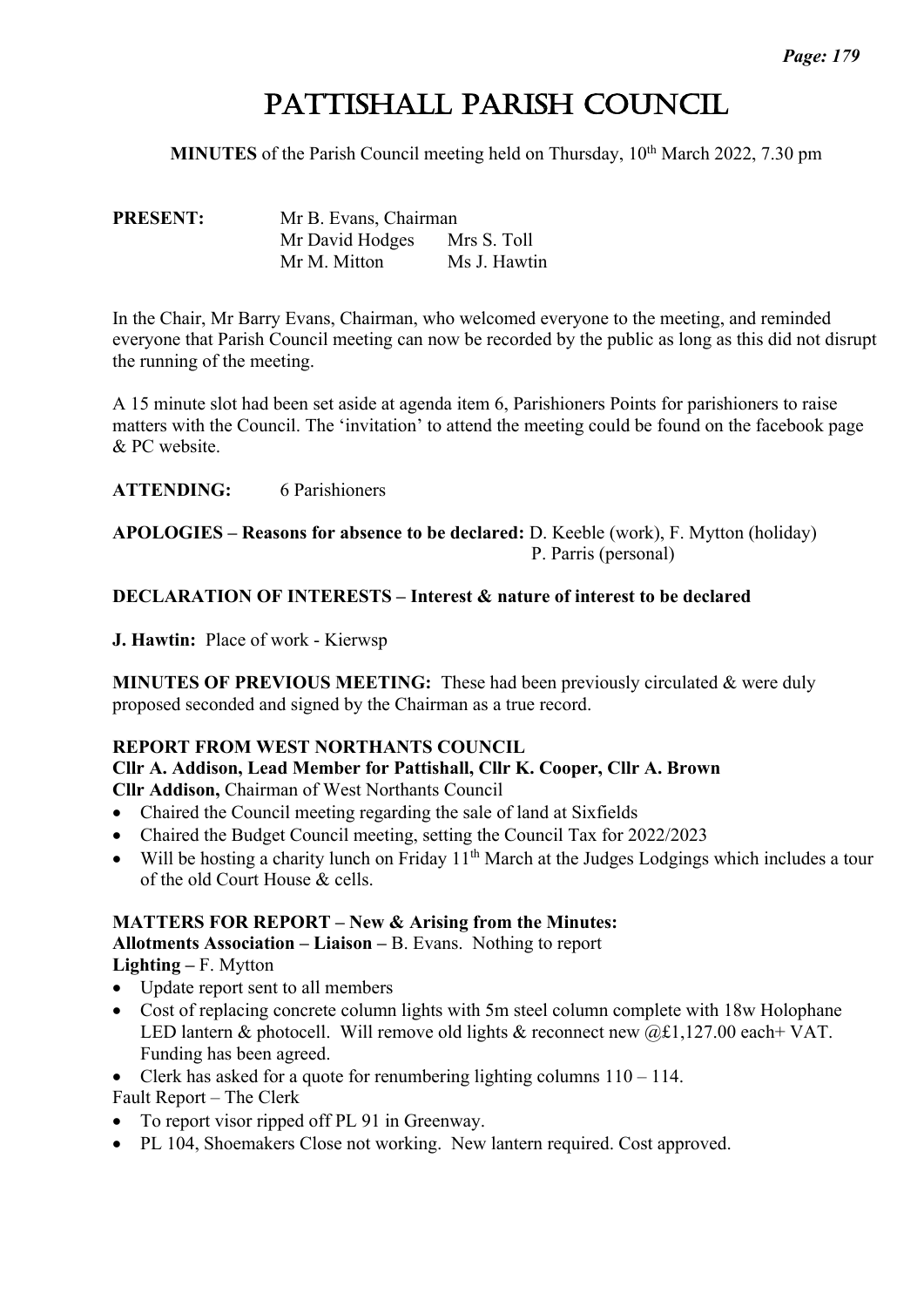# Pattishall Parish Council

**MINUTES** of the Parish Council meeting held on Thursday, 10th March 2022, 7.30 pm

**PRESENT:** Mr B. Evans, Chairman
Mr David Hodges Mrs S. Toll
Mr M. Mitton Ms J. Hawtin

In the Chair, Mr Barry Evans, Chairman, who welcomed everyone to the meeting, and reminded everyone that Parish Council meeting can now be recorded by the public as long as this did not disrupt the running of the meeting.

A 15 minute slot had been set aside at agenda item 6, Parishioners Points for parishioners to raise matters with the Council. The 'invitation' to attend the meeting could be found on the facebook page & PC website.

**ATTENDING:** 6 Parishioners

**APOLOGIES – Reasons for absence to be declared:** D. Keeble (work), F. Mytton (holiday) P. Parris (personal)

**DECLARATION OF INTERESTS – Interest & nature of interest to be declared**

**J. Hawtin:** Place of work - Kierwsp

**MINUTES OF PREVIOUS MEETING:** These had been previously circulated & were duly proposed seconded and signed by the Chairman as a true record.

**REPORT FROM WEST NORTHANTS COUNCIL**
**Cllr A. Addison, Lead Member for Pattishall, Cllr K. Cooper, Cllr A. Brown**
**Cllr Addison,** Chairman of West Northants Council

- Chaired the Council meeting regarding the sale of land at Sixfields
- Chaired the Budget Council meeting, setting the Council Tax for 2022/2023
- Will be hosting a charity lunch on Friday 11th March at the Judges Lodgings which includes a tour of the old Court House & cells.

**MATTERS FOR REPORT – New & Arising from the Minutes:**
**Allotments Association – Liaison –** B. Evans. Nothing to report
**Lighting –** F. Mytton

- Update report sent to all members
- Cost of replacing concrete column lights with 5m steel column complete with 18w Holophane LED lantern & photocell. Will remove old lights & reconnect new @£1,127.00 each+ VAT. Funding has been agreed.
- Clerk has asked for a quote for renumbering lighting columns 110 – 114.

Fault Report – The Clerk

- To report visor ripped off PL 91 in Greenway.
- PL 104, Shoemakers Close not working. New lantern required. Cost approved.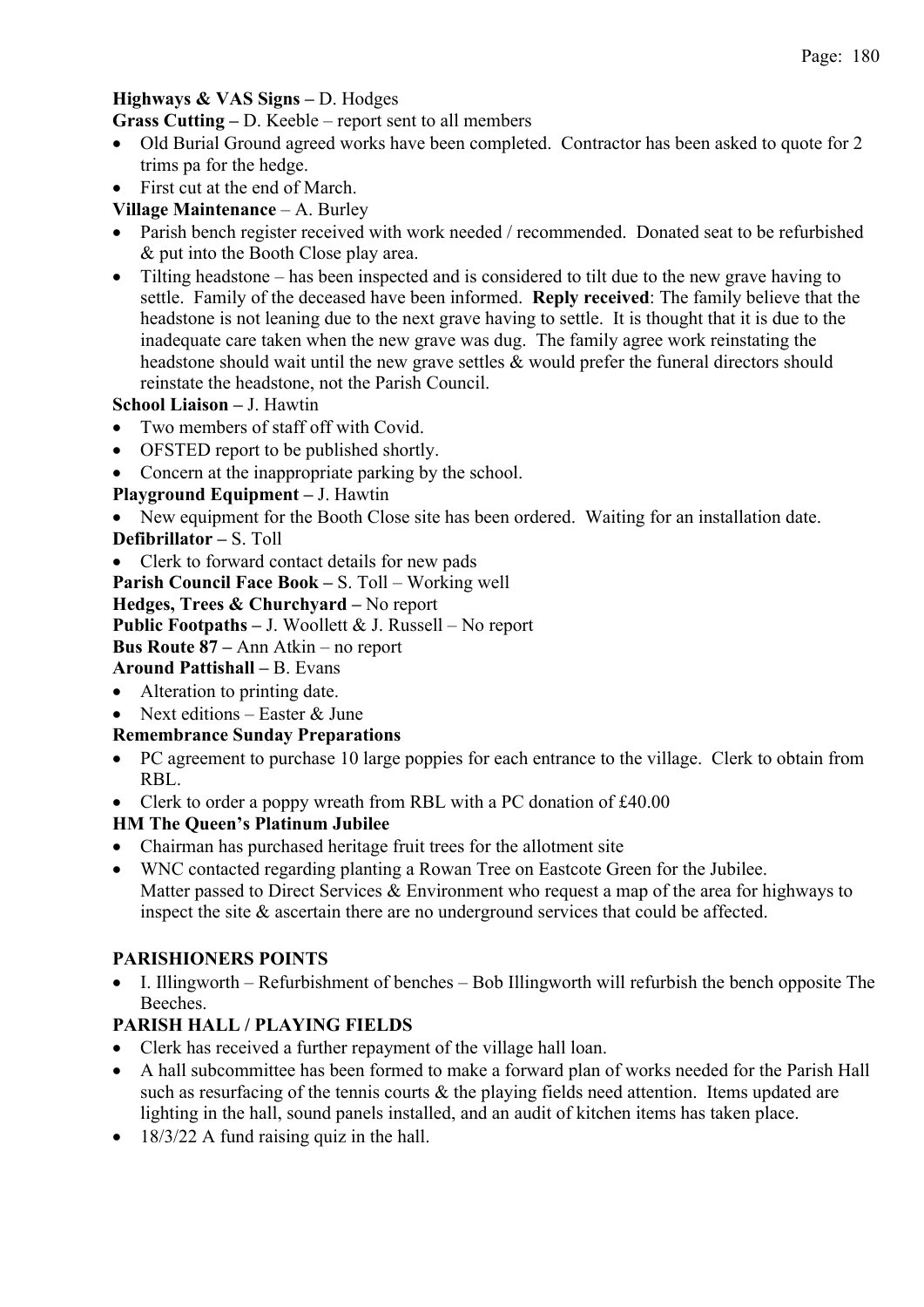**Highways & VAS Signs –** D. Hodges

**Grass Cutting –** D. Keeble – report sent to all members

- Old Burial Ground agreed works have been completed. Contractor has been asked to quote for 2 trims pa for the hedge.
- First cut at the end of March.

**Village Maintenance** – A. Burley

- Parish bench register received with work needed / recommended. Donated seat to be refurbished & put into the Booth Close play area.
- Tilting headstone – has been inspected and is considered to tilt due to the new grave having to settle. Family of the deceased have been informed. **Reply received**: The family believe that the headstone is not leaning due to the next grave having to settle. It is thought that it is due to the inadequate care taken when the new grave was dug. The family agree work reinstating the headstone should wait until the new grave settles & would prefer the funeral directors should reinstate the headstone, not the Parish Council.

**School Liaison –** J. Hawtin

- Two members of staff off with Covid.
- OFSTED report to be published shortly.
- Concern at the inappropriate parking by the school.

**Playground Equipment –** J. Hawtin

- New equipment for the Booth Close site has been ordered. Waiting for an installation date.

**Defibrillator –** S. Toll

- Clerk to forward contact details for new pads

**Parish Council Face Book –** S. Toll – Working well

**Hedges, Trees & Churchyard –** No report

**Public Footpaths –** J. Woollett & J. Russell – No report

**Bus Route 87 –** Ann Atkin – no report

**Around Pattishall –** B. Evans

- Alteration to printing date.
- Next editions – Easter & June

**Remembrance Sunday Preparations**

- PC agreement to purchase 10 large poppies for each entrance to the village. Clerk to obtain from RBL.
- Clerk to order a poppy wreath from RBL with a PC donation of £40.00

**HM The Queen's Platinum Jubilee**

- Chairman has purchased heritage fruit trees for the allotment site
- WNC contacted regarding planting a Rowan Tree on Eastcote Green for the Jubilee. Matter passed to Direct Services & Environment who request a map of the area for highways to inspect the site & ascertain there are no underground services that could be affected.

**PARISHIONERS POINTS**

- I. Illingworth – Refurbishment of benches – Bob Illingworth will refurbish the bench opposite The Beeches.

**PARISH HALL / PLAYING FIELDS**

- Clerk has received a further repayment of the village hall loan.
- A hall subcommittee has been formed to make a forward plan of works needed for the Parish Hall such as resurfacing of the tennis courts & the playing fields need attention. Items updated are lighting in the hall, sound panels installed, and an audit of kitchen items has taken place.
- 18/3/22 A fund raising quiz in the hall.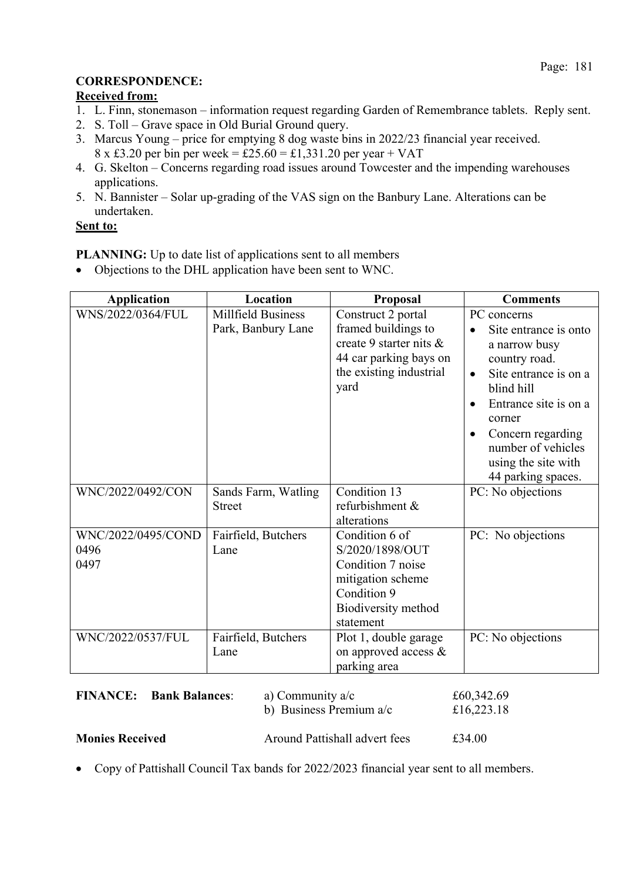**CORRESPONDENCE:**

**Received from:**

1. L. Finn, stonemason – information request regarding Garden of Remembrance tablets. Reply sent.
2. S. Toll – Grave space in Old Burial Ground query.
3. Marcus Young – price for emptying 8 dog waste bins in 2022/23 financial year received. 8 x £3.20 per bin per week = £25.60 = £1,331.20 per year + VAT
4. G. Skelton – Concerns regarding road issues around Towcester and the impending warehouses applications.
5. N. Bannister – Solar up-grading of the VAS sign on the Banbury Lane. Alterations can be undertaken.

**Sent to:**

**PLANNING:** Up to date list of applications sent to all members

- Objections to the DHL application have been sent to WNC.

| Application | Location | Proposal | Comments |
|---|---|---|---|
| WNS/2022/0364/FUL | Millfield Business Park, Banbury Lane | Construct 2 portal framed buildings to create 9 starter nits & 44 car parking bays on the existing industrial yard | PC concerns<br>• Site entrance is onto a narrow busy country road.<br>• Site entrance is on a blind hill<br>• Entrance site is on a corner<br>• Concern regarding number of vehicles using the site with 44 parking spaces. |
| WNC/2022/0492/CON | Sands Farm, Watling Street | Condition 13 refurbishment & alterations | PC: No objections |
| WNC/2022/0495/COND<br>0496<br>0497 | Fairfield, Butchers Lane | Condition 6 of S/2020/1898/OUT<br>Condition 7 noise mitigation scheme<br>Condition 9 Biodiversity method statement | PC: No objections |
| WNC/2022/0537/FUL | Fairfield, Butchers Lane | Plot 1, double garage on approved access & parking area | PC: No objections |

**FINANCE: Bank Balances**:

| | | |
|---|---|---|
| | a) Community a/c | £60,342.69 |
| | b) Business Premium a/c | £16,223.18 |

**Monies Received** Around Pattishall advert fees £34.00

- Copy of Pattishall Council Tax bands for 2022/2023 financial year sent to all members.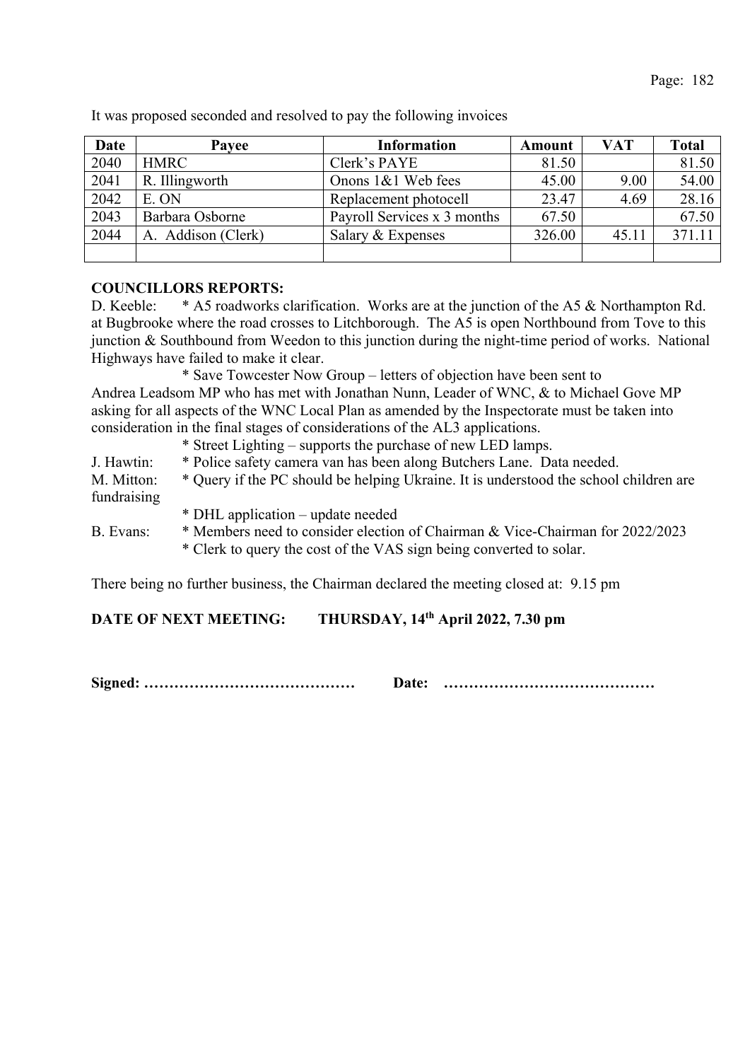It was proposed seconded and resolved to pay the following invoices

| Date | Payee | Information | Amount | VAT | Total |
|---|---|---|---|---|---|
| 2040 | HMRC | Clerk's PAYE | 81.50 | | 81.50 |
| 2041 | R. Illingworth | Onons 1&1 Web fees | 45.00 | 9.00 | 54.00 |
| 2042 | E. ON | Replacement photocell | 23.47 | 4.69 | 28.16 |
| 2043 | Barbara Osborne | Payroll Services x 3 months | 67.50 | | 67.50 |
| 2044 | A. Addison (Clerk) | Salary & Expenses | 326.00 | 45.11 | 371.11 |
| | | | | | |

**COUNCILLORS REPORTS:**

D. Keeble: * A5 roadworks clarification. Works are at the junction of the A5 & Northampton Rd. at Bugbrooke where the road crosses to Litchborough. The A5 is open Northbound from Tove to this junction & Southbound from Weedon to this junction during the night-time period of works. National Highways have failed to make it clear.

* Save Towcester Now Group – letters of objection have been sent to Andrea Leadsom MP who has met with Jonathan Nunn, Leader of WNC, & to Michael Gove MP asking for all aspects of the WNC Local Plan as amended by the Inspectorate must be taken into consideration in the final stages of considerations of the AL3 applications.

* Street Lighting – supports the purchase of new LED lamps.

J. Hawtin: * Police safety camera van has been along Butchers Lane. Data needed.

M. Mitton: * Query if the PC should be helping Ukraine. It is understood the school children are fundraising

* DHL application – update needed

B. Evans: * Members need to consider election of Chairman & Vice-Chairman for 2022/2023

* Clerk to query the cost of the VAS sign being converted to solar.

There being no further business, the Chairman declared the meeting closed at: 9.15 pm

**DATE OF NEXT MEETING: THURSDAY, 14th April 2022, 7.30 pm**

**Signed: …………………………………… Date: ……………………………………**